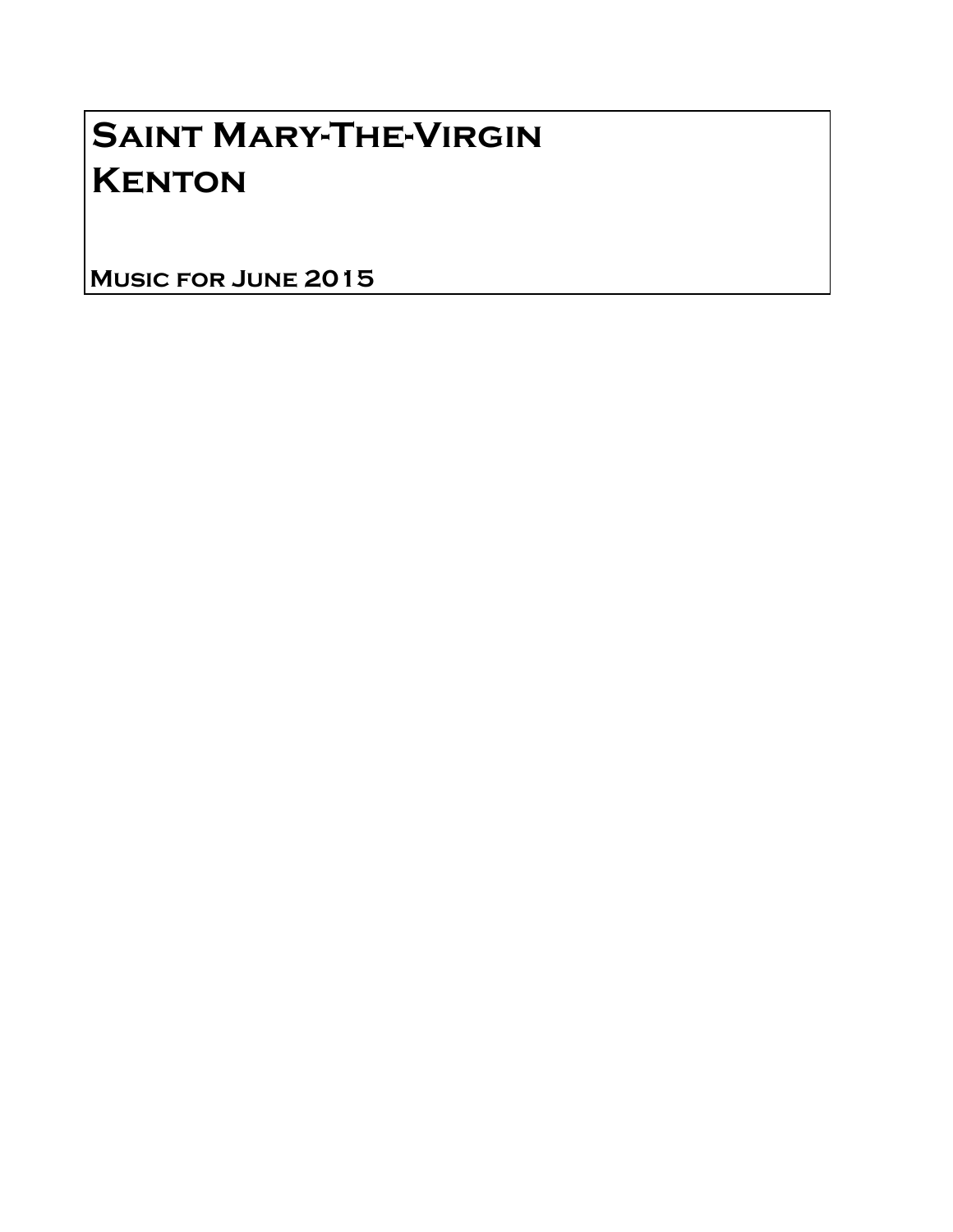# Saint Mary-The-Virgin
# Kenton

**Music for June 2015**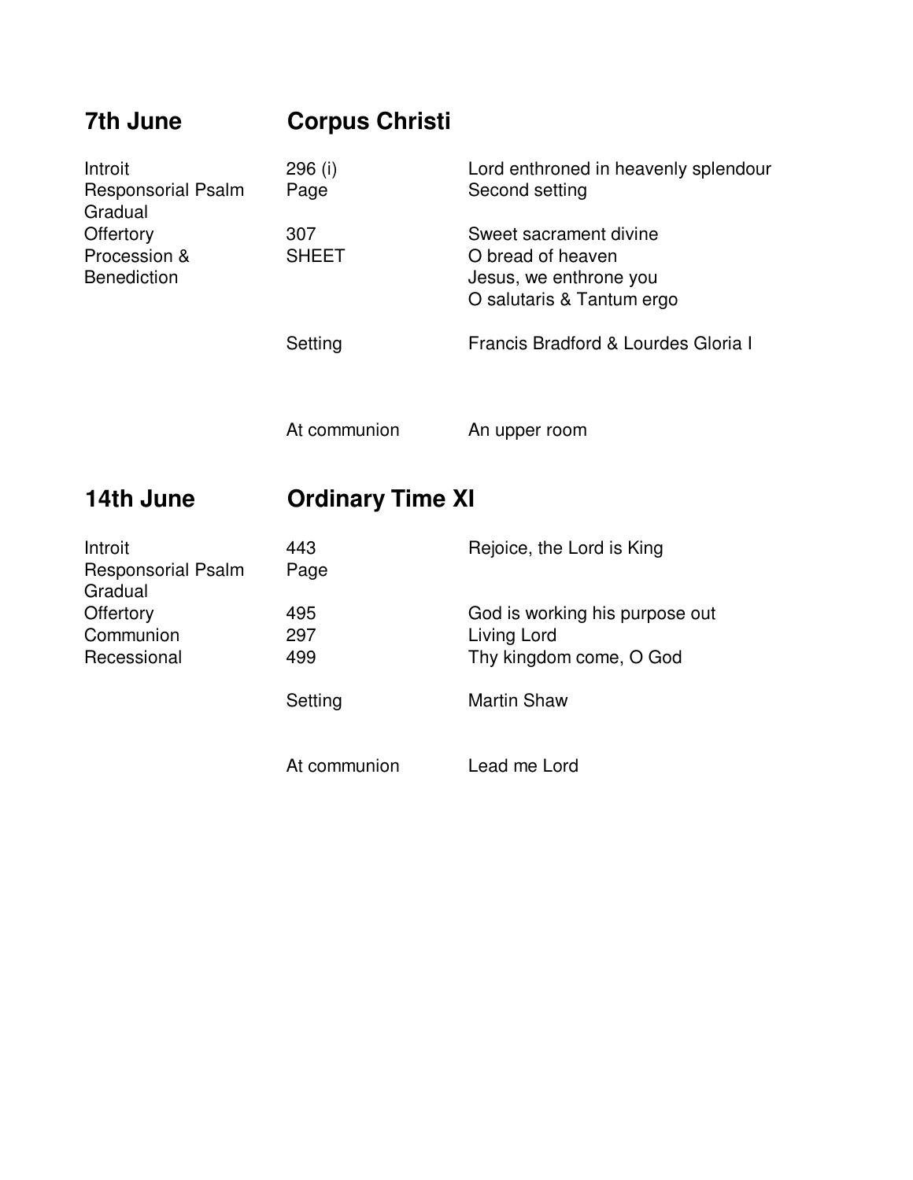## 7th June — Corpus Christi

| | | |
|---|---|---|
| Introit | 296 (i) | Lord enthroned in heavenly splendour |
| Responsorial Psalm Gradual | Page | Second setting |
| Offertory | 307 | Sweet sacrament divine |
| Procession & Benediction | SHEET | O bread of heaven |
| | | Jesus, we enthrone you |
| | | O salutaris & Tantum ergo |
| | Setting | Francis Bradford & Lourdes Gloria I |
| | At communion | An upper room |

## 14th June — Ordinary Time XI

| | | |
|---|---|---|
| Introit | 443 | Rejoice, the Lord is King |
| Responsorial Psalm Gradual | Page | |
| Offertory | 495 | God is working his purpose out |
| Communion | 297 | Living Lord |
| Recessional | 499 | Thy kingdom come, O God |
| | Setting | Martin Shaw |
| | At communion | Lead me Lord |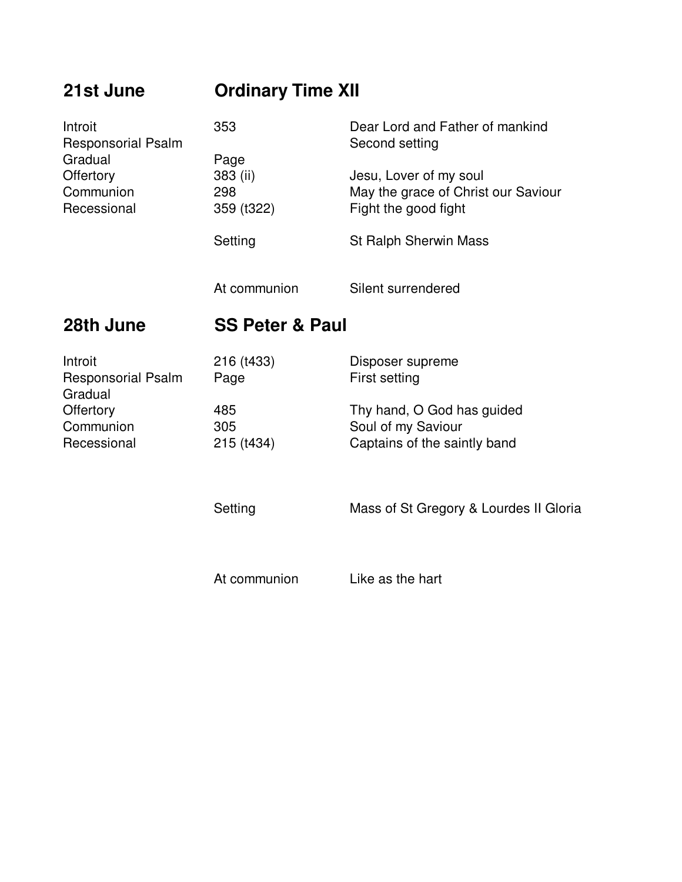## 21st June — Ordinary Time XII

| | | |
|---|---|---|
| Introit | 353 | Dear Lord and Father of mankind |
| Responsorial Psalm | | Second setting |
| Gradual | Page | |
| Offertory | 383 (ii) | Jesu, Lover of my soul |
| Communion | 298 | May the grace of Christ our Saviour |
| Recessional | 359 (t322) | Fight the good fight |
| | Setting | St Ralph Sherwin Mass |
| | At communion | Silent surrendered |

## 28th June — SS Peter & Paul

| | | |
|---|---|---|
| Introit | 216 (t433) | Disposer supreme |
| Responsorial Psalm | Page | First setting |
| Gradual | | |
| Offertory | 485 | Thy hand, O God has guided |
| Communion | 305 | Soul of my Saviour |
| Recessional | 215 (t434) | Captains of the saintly band |
| | Setting | Mass of St Gregory & Lourdes II Gloria |
| | At communion | Like as the hart |